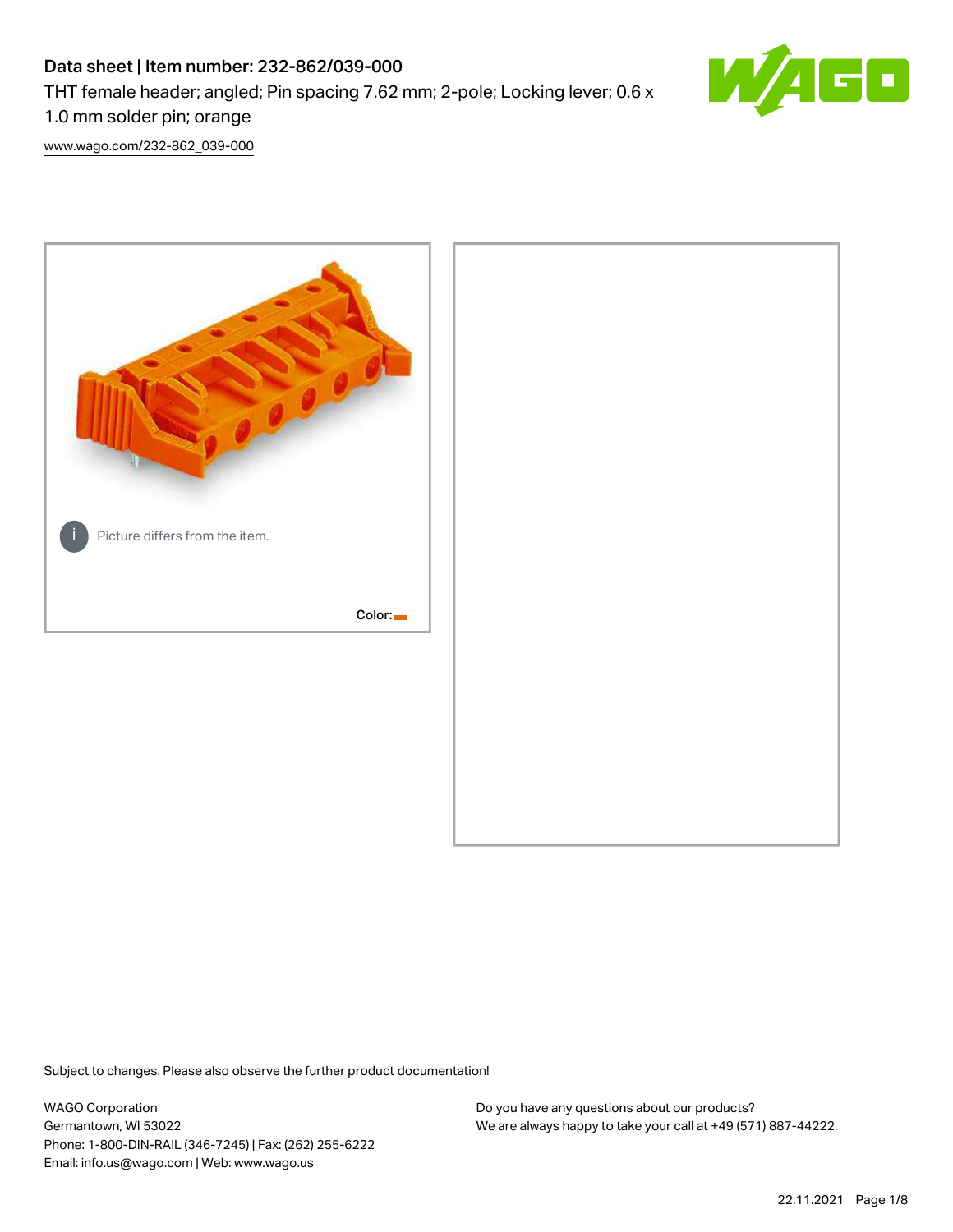# Data sheet | Item number: 232-862/039-000

THT female header; angled; Pin spacing 7.62 mm; 2-pole; Locking lever; 0.6 x 1.0 mm solder pin; orange

[www.wago.com/232-862_039-000](www.wago.com/232-862_039-000)

Picture differs from the item.

Color:

Subject to changes. Please also observe the further product documentation!

WAGO Corporation
Germantown, WI 53022
Phone: 1-800-DIN-RAIL (346-7245) | Fax: (262) 255-6222
Email: info.us@wago.com | Web: www.wago.us

Do you have any questions about our products?
We are always happy to take your call at +49 (571) 887-44222.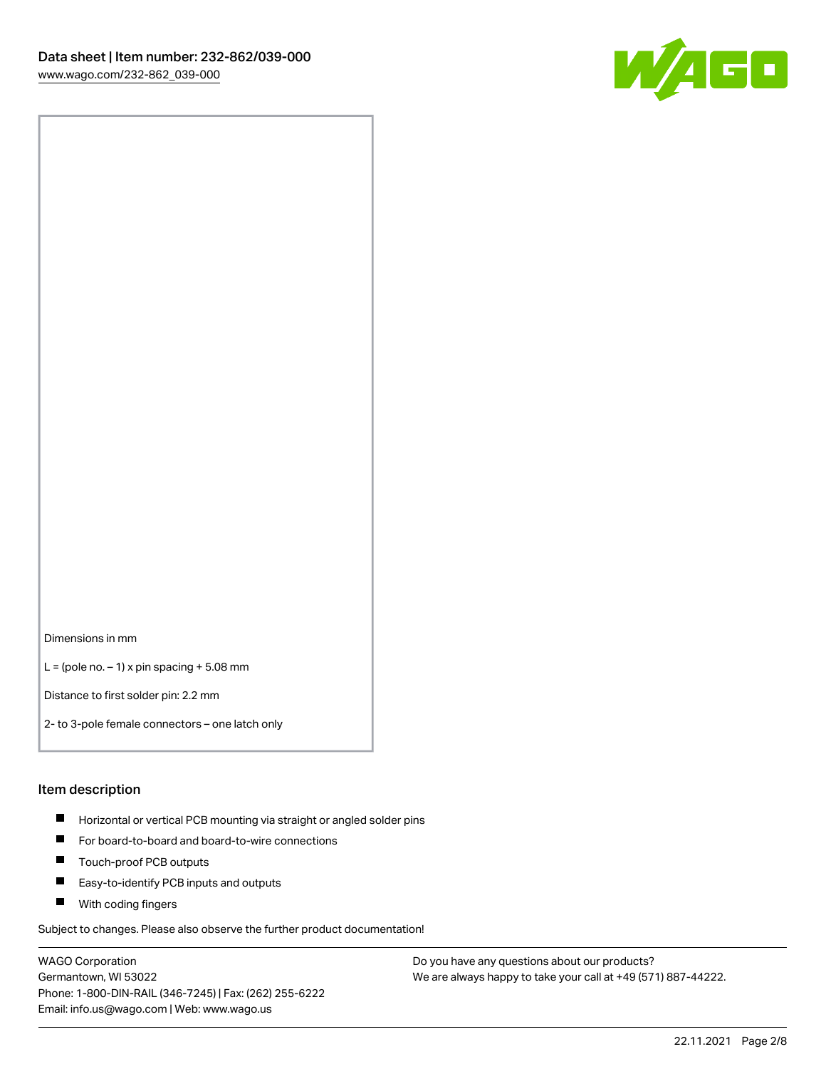Dimensions in mm

L = (pole no. – 1) x pin spacing + 5.08 mm

Distance to first solder pin: 2.2 mm

2- to 3-pole female connectors – one latch only

## Item description

- Horizontal or vertical PCB mounting via straight or angled solder pins
- For board-to-board and board-to-wire connections
- Touch-proof PCB outputs
- Easy-to-identify PCB inputs and outputs
- With coding fingers

Subject to changes. Please also observe the further product documentation!

WAGO Corporation
Germantown, WI 53022
Phone: 1-800-DIN-RAIL (346-7245) | Fax: (262) 255-6222
Email: info.us@wago.com | Web: www.wago.us

Do you have any questions about our products?
We are always happy to take your call at +49 (571) 887-44222.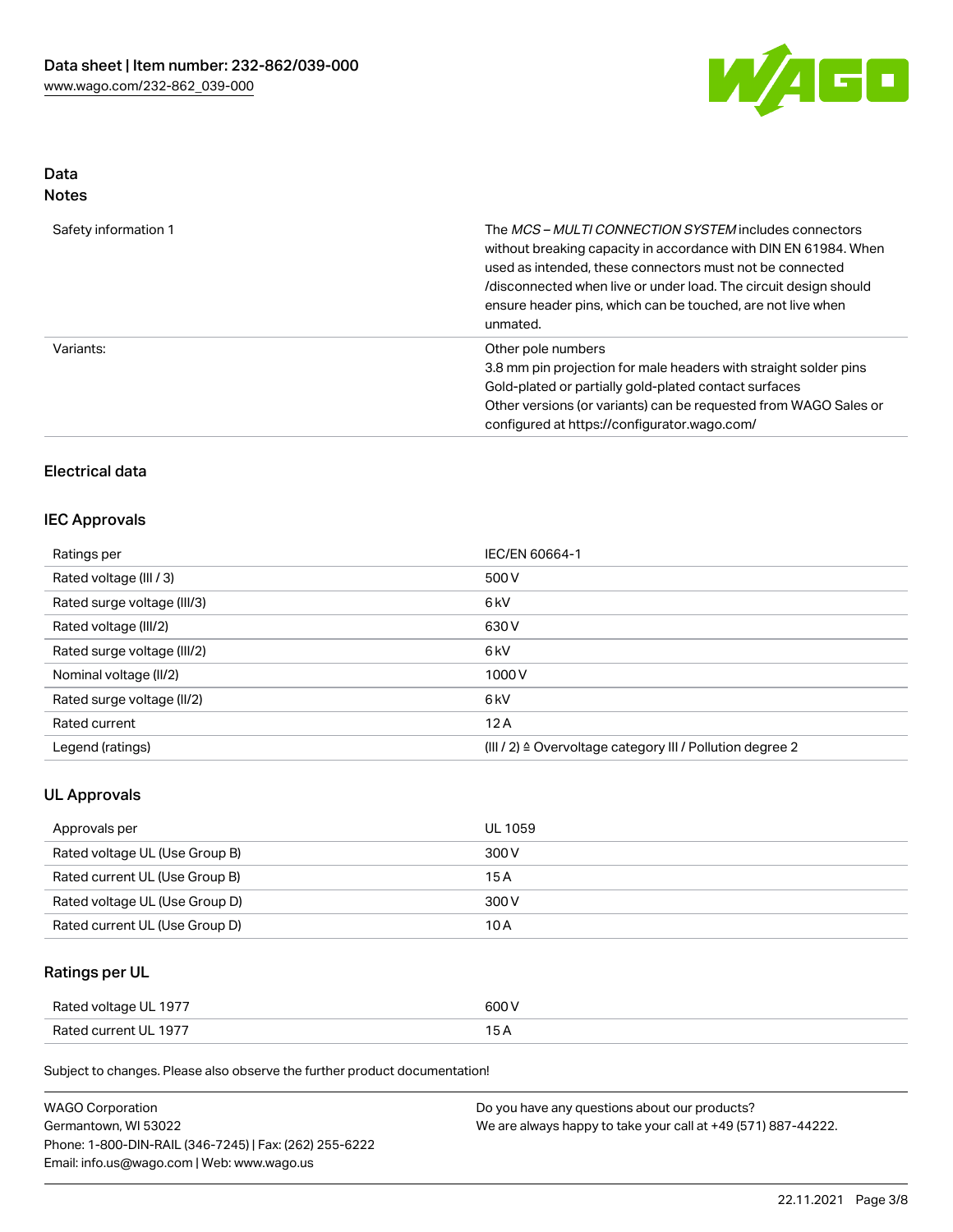## Data
### Notes

| | |
|---|---|
| Safety information 1 | The *MCS – MULTI CONNECTION SYSTEM* includes connectors without breaking capacity in accordance with DIN EN 61984. When used as intended, these connectors must not be connected /disconnected when live or under load. The circuit design should ensure header pins, which can be touched, are not live when unmated. |
| Variants: | Other pole numbers<br>3.8 mm pin projection for male headers with straight solder pins<br>Gold-plated or partially gold-plated contact surfaces<br>Other versions (or variants) can be requested from WAGO Sales or configured at https://configurator.wago.com/ |

## Electrical data

### IEC Approvals

| | |
|---|---|
| Ratings per | IEC/EN 60664-1 |
| Rated voltage (III / 3) | 500 V |
| Rated surge voltage (III/3) | 6 kV |
| Rated voltage (III/2) | 630 V |
| Rated surge voltage (III/2) | 6 kV |
| Nominal voltage (II/2) | 1000 V |
| Rated surge voltage (II/2) | 6 kV |
| Rated current | 12 A |
| Legend (ratings) | (III / 2) ≙ Overvoltage category III / Pollution degree 2 |

### UL Approvals

| | |
|---|---|
| Approvals per | UL 1059 |
| Rated voltage UL (Use Group B) | 300 V |
| Rated current UL (Use Group B) | 15 A |
| Rated voltage UL (Use Group D) | 300 V |
| Rated current UL (Use Group D) | 10 A |

### Ratings per UL

| | |
|---|---|
| Rated voltage UL 1977 | 600 V |
| Rated current UL 1977 | 15 A |

Subject to changes. Please also observe the further product documentation!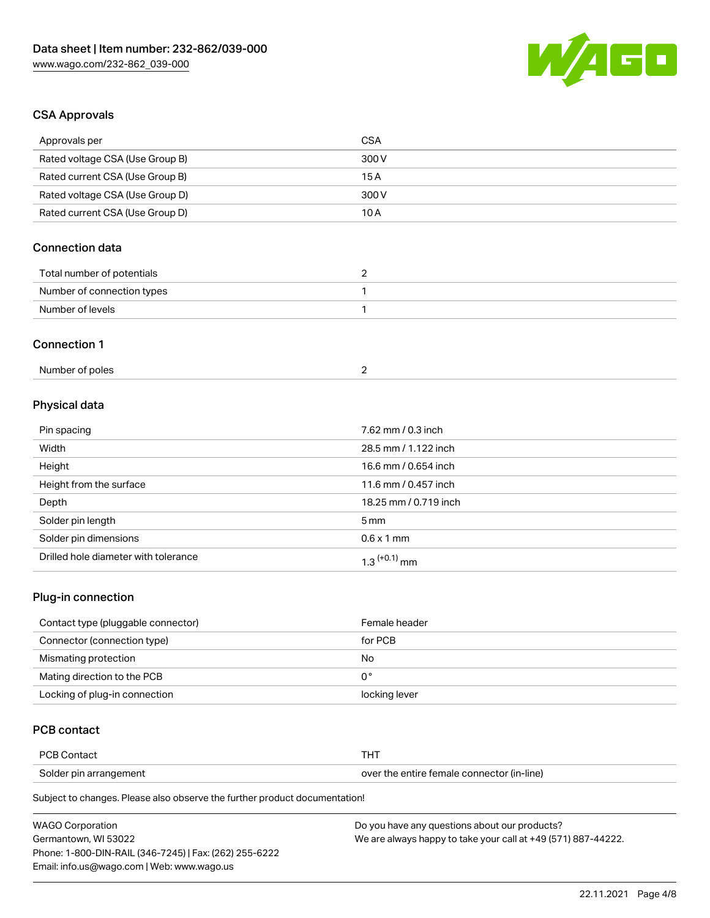## CSA Approvals

| Approvals per | CSA |
| --- | --- |
| Rated voltage CSA (Use Group B) | 300 V |
| Rated current CSA (Use Group B) | 15 A |
| Rated voltage CSA (Use Group D) | 300 V |
| Rated current CSA (Use Group D) | 10 A |

## Connection data

| | |
| --- | --- |
| Total number of potentials | 2 |
| Number of connection types | 1 |
| Number of levels | 1 |

## Connection 1

| | |
| --- | --- |
| Number of poles | 2 |

## Physical data

| | |
| --- | --- |
| Pin spacing | 7.62 mm / 0.3 inch |
| Width | 28.5 mm / 1.122 inch |
| Height | 16.6 mm / 0.654 inch |
| Height from the surface | 11.6 mm / 0.457 inch |
| Depth | 18.25 mm / 0.719 inch |
| Solder pin length | 5 mm |
| Solder pin dimensions | 0.6 x 1 mm |
| Drilled hole diameter with tolerance | $1.3^{(+0.1)}$ mm |

## Plug-in connection

| | |
| --- | --- |
| Contact type (pluggable connector) | Female header |
| Connector (connection type) | for PCB |
| Mismating protection | No |
| Mating direction to the PCB | 0 ° |
| Locking of plug-in connection | locking lever |

## PCB contact

| | |
| --- | --- |
| PCB Contact | THT |
| Solder pin arrangement | over the entire female connector (in-line) |

Subject to changes. Please also observe the further product documentation!

WAGO Corporation
Germantown, WI 53022
Phone: 1-800-DIN-RAIL (346-7245) | Fax: (262) 255-6222
Email: info.us@wago.com | Web: www.wago.us

Do you have any questions about our products?
We are always happy to take your call at +49 (571) 887-44222.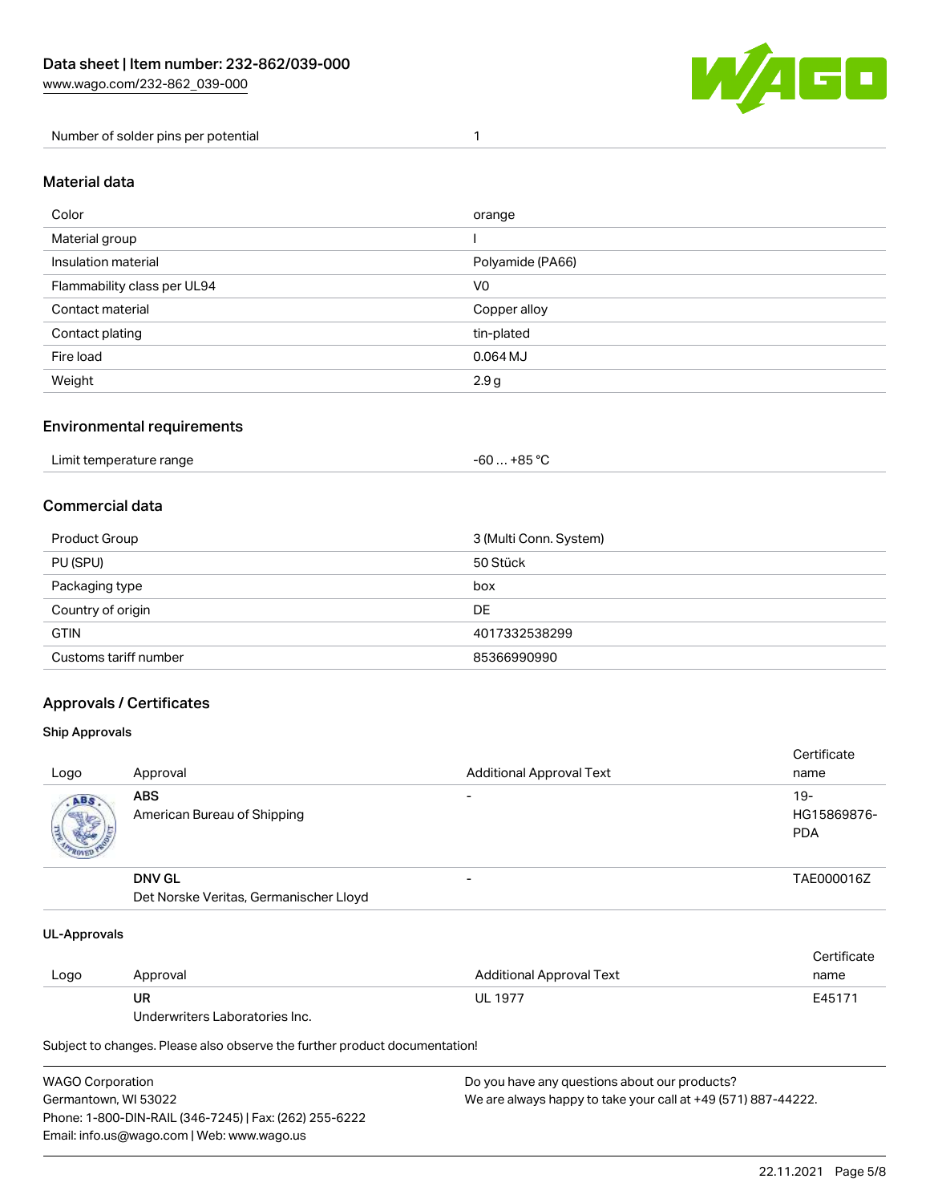| Number of solder pins per potential | 1 |
| --- | --- |

## Material data

| Color | orange |
| --- | --- |
| Material group | I |
| Insulation material | Polyamide (PA66) |
| Flammability class per UL94 | V0 |
| Contact material | Copper alloy |
| Contact plating | tin-plated |
| Fire load | 0.064 MJ |
| Weight | 2.9 g |

## Environmental requirements

| Limit temperature range | -60 … +85 °C |
| --- | --- |

## Commercial data

| Product Group | 3 (Multi Conn. System) |
| --- | --- |
| PU (SPU) | 50 Stück |
| Packaging type | box |
| Country of origin | DE |
| GTIN | 4017332538299 |
| Customs tariff number | 85366990990 |

## Approvals / Certificates

### Ship Approvals

| Logo | Approval | Additional Approval Text | Certificate name |
| --- | --- | --- | --- |
| | **ABS**<br>American Bureau of Shipping | - | 19-HG15869876-PDA |
| | **DNV GL**<br>Det Norske Veritas, Germanischer Lloyd | - | TAE000016Z |

### UL-Approvals

| Logo | Approval | Additional Approval Text | Certificate name |
| --- | --- | --- | --- |
| | **UR**<br>Underwriters Laboratories Inc. | UL 1977 | E45171 |

Subject to changes. Please also observe the further product documentation!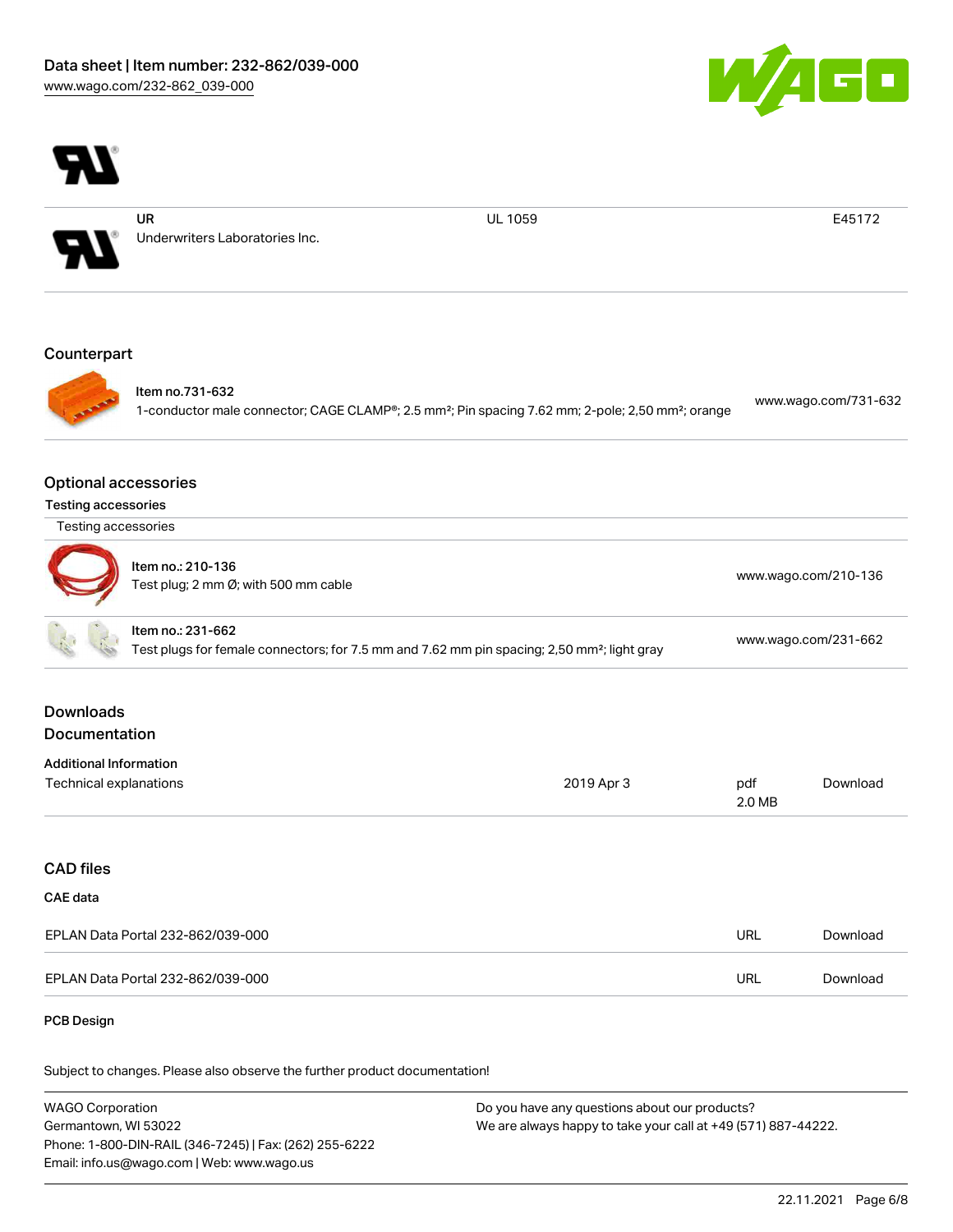| | | | |
|---|---|---|---|
| | UR<br>Underwriters Laboratories Inc. | UL 1059 | E45172 |

## Counterpart

| | |
|---|---|
| Item no.731-632<br>1-conductor male connector; CAGE CLAMP®; 2.5 mm²; Pin spacing 7.62 mm; 2-pole; 2,50 mm²; orange | www.wago.com/731-632 |

## Optional accessories

### Testing accessories

| Testing accessories | |
|---|---|
| Item no.: 210-136<br>Test plug; 2 mm Ø; with 500 mm cable | www.wago.com/210-136 |
| Item no.: 231-662<br>Test plugs for female connectors; for 7.5 mm and 7.62 mm pin spacing; 2,50 mm²; light gray | www.wago.com/231-662 |

## Downloads

## Documentation

### Additional Information

| | | | |
|---|---|---|---|
| Technical explanations | 2019 Apr 3 | pdf<br>2.0 MB | Download |

## CAD files

### CAE data

| | | |
|---|---|---|
| EPLAN Data Portal 232-862/039-000 | URL | Download |
| EPLAN Data Portal 232-862/039-000 | URL | Download |

### PCB Design

Subject to changes. Please also observe the further product documentation!

WAGO Corporation
Germantown, WI 53022
Phone: 1-800-DIN-RAIL (346-7245) | Fax: (262) 255-6222
Email: info.us@wago.com | Web: www.wago.us

Do you have any questions about our products?
We are always happy to take your call at +49 (571) 887-44222.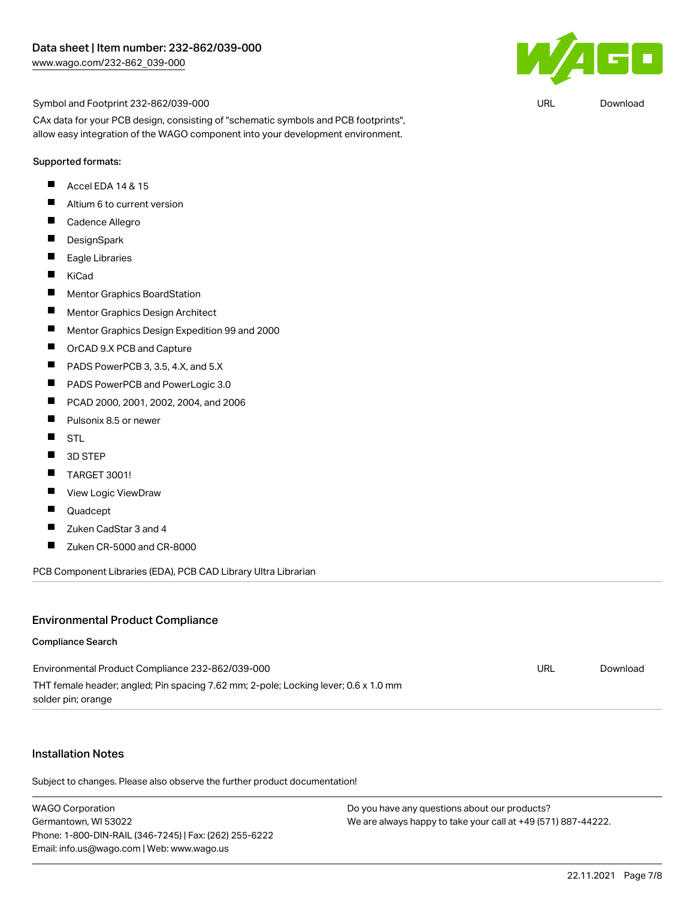Symbol and Footprint 232-862/039-000 | URL | Download

CAx data for your PCB design, consisting of "schematic symbols and PCB footprints", allow easy integration of the WAGO component into your development environment.

Supported formats:

- Accel EDA 14 & 15
- Altium 6 to current version
- Cadence Allegro
- DesignSpark
- Eagle Libraries
- KiCad
- Mentor Graphics BoardStation
- Mentor Graphics Design Architect
- Mentor Graphics Design Expedition 99 and 2000
- OrCAD 9.X PCB and Capture
- PADS PowerPCB 3, 3.5, 4.X, and 5.X
- PADS PowerPCB and PowerLogic 3.0
- PCAD 2000, 2001, 2002, 2004, and 2006
- Pulsonix 8.5 or newer
- STL
- 3D STEP
- TARGET 3001!
- View Logic ViewDraw
- Quadcept
- Zuken CadStar 3 and 4
- Zuken CR-5000 and CR-8000

PCB Component Libraries (EDA), PCB CAD Library Ultra Librarian

## Environmental Product Compliance

### Compliance Search

Environmental Product Compliance 232-862/039-000 | URL | Download

THT female header; angled; Pin spacing 7.62 mm; 2-pole; Locking lever; 0.6 x 1.0 mm solder pin; orange

## Installation Notes

Subject to changes. Please also observe the further product documentation!

WAGO Corporation
Germantown, WI 53022
Phone: 1-800-DIN-RAIL (346-7245) | Fax: (262) 255-6222
Email: info.us@wago.com | Web: www.wago.us

Do you have any questions about our products?
We are always happy to take your call at +49 (571) 887-44222.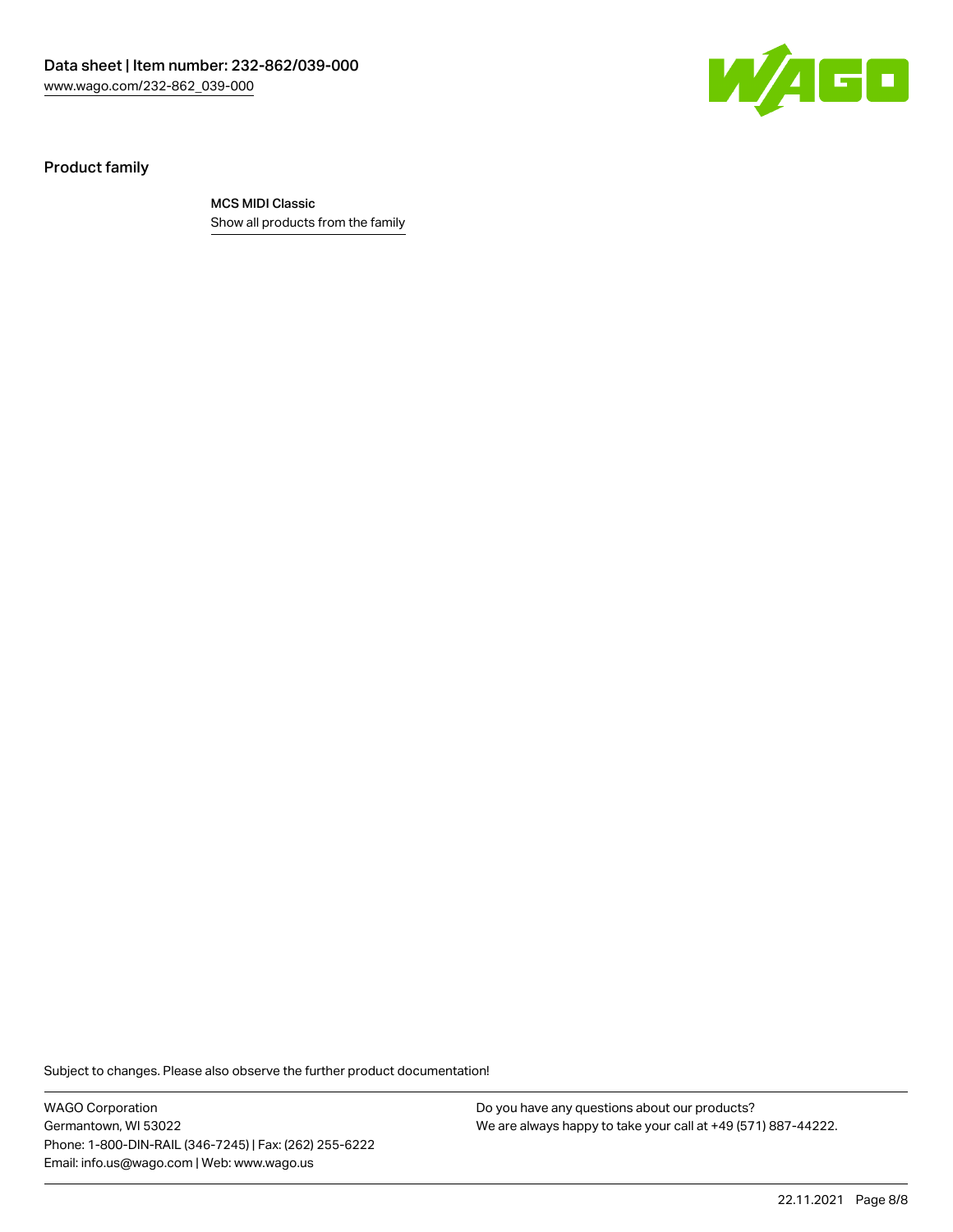## Product family

MCS MIDI Classic

Show all products from the family

Subject to changes. Please also observe the further product documentation!

WAGO Corporation
Germantown, WI 53022
Phone: 1-800-DIN-RAIL (346-7245) | Fax: (262) 255-6222
Email: info.us@wago.com | Web: www.wago.us

Do you have any questions about our products?
We are always happy to take your call at +49 (571) 887-44222.